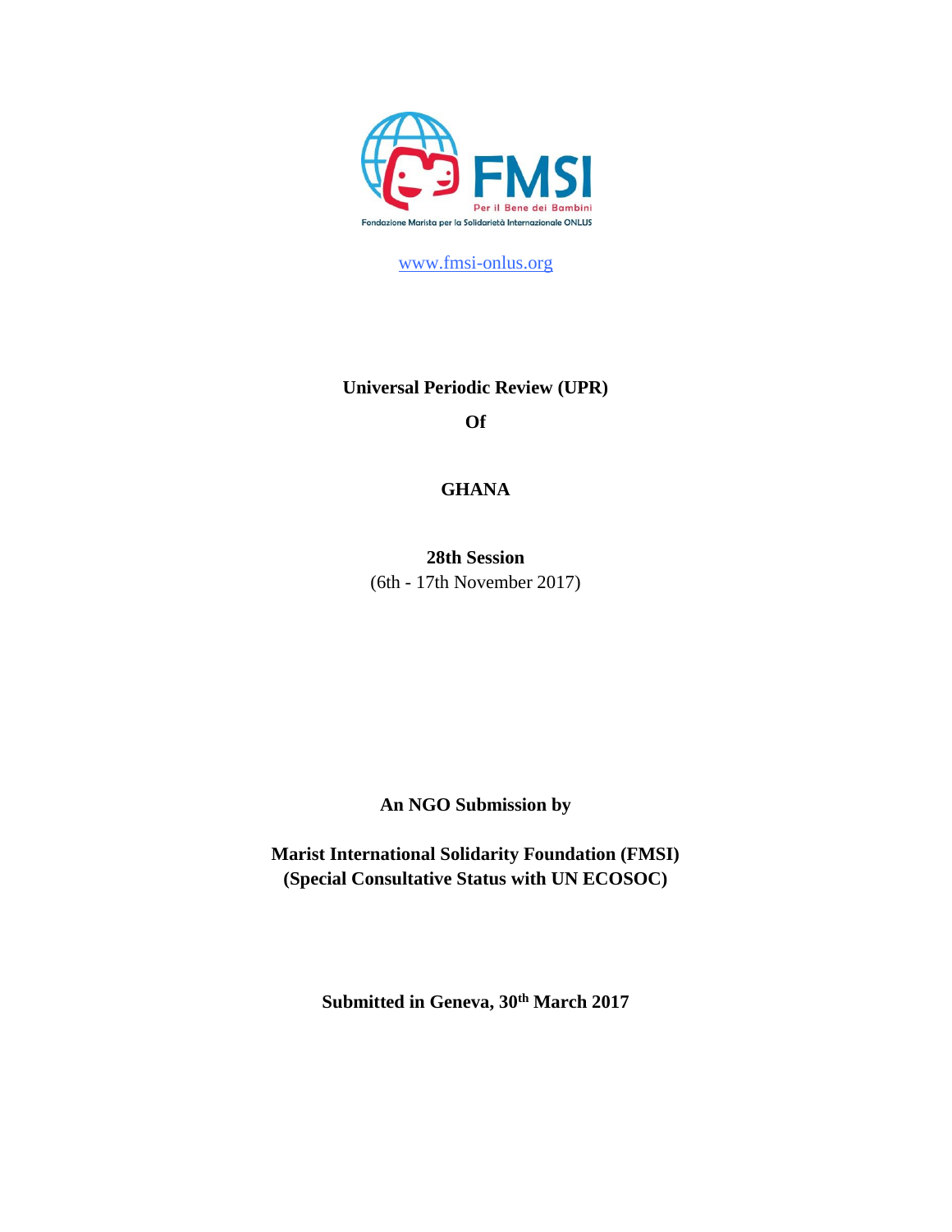FMSI

Per il Bene dei Bambini

Fondazione Marista per la Solidarietà Internazionale ONLUS

www.fmsi-onlus.org

**Universal Periodic Review (UPR)**

**Of**

**GHANA**

**28th Session**

(6th - 17th November 2017)

**An NGO Submission by**

**Marist International Solidarity Foundation (FMSI)**
**(Special Consultative Status with UN ECOSOC)**

**Submitted in Geneva, 30th March 2017**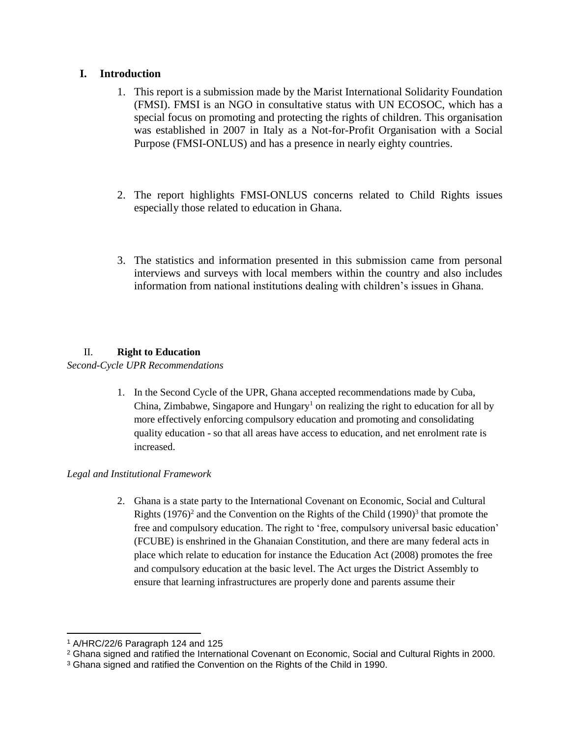## I. Introduction

1. This report is a submission made by the Marist International Solidarity Foundation (FMSI). FMSI is an NGO in consultative status with UN ECOSOC, which has a special focus on promoting and protecting the rights of children. This organisation was established in 2007 in Italy as a Not-for-Profit Organisation with a Social Purpose (FMSI-ONLUS) and has a presence in nearly eighty countries.

2. The report highlights FMSI-ONLUS concerns related to Child Rights issues especially those related to education in Ghana.

3. The statistics and information presented in this submission came from personal interviews and surveys with local members within the country and also includes information from national institutions dealing with children's issues in Ghana.

## II. Right to Education

*Second-Cycle UPR Recommendations*

1. In the Second Cycle of the UPR, Ghana accepted recommendations made by Cuba, China, Zimbabwe, Singapore and Hungary[1] on realizing the right to education for all by more effectively enforcing compulsory education and promoting and consolidating quality education - so that all areas have access to education, and net enrolment rate is increased.

*Legal and Institutional Framework*

2. Ghana is a state party to the International Covenant on Economic, Social and Cultural Rights (1976)[2] and the Convention on the Rights of the Child (1990)[3] that promote the free and compulsory education. The right to 'free, compulsory universal basic education' (FCUBE) is enshrined in the Ghanaian Constitution, and there are many federal acts in place which relate to education for instance the Education Act (2008) promotes the free and compulsory education at the basic level. The Act urges the District Assembly to ensure that learning infrastructures are properly done and parents assume their

---

[1] A/HRC/22/6 Paragraph 124 and 125

[2] Ghana signed and ratified the International Covenant on Economic, Social and Cultural Rights in 2000.

[3] Ghana signed and ratified the Convention on the Rights of the Child in 1990.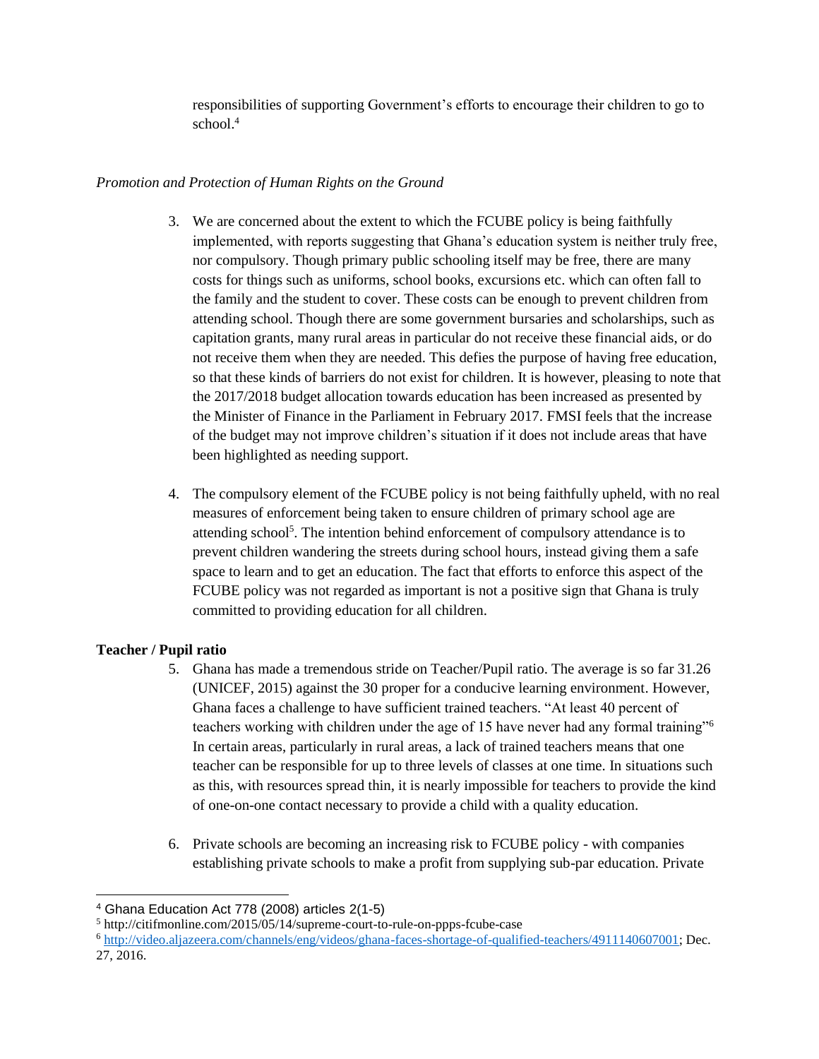responsibilities of supporting Government's efforts to encourage their children to go to school.[4]

*Promotion and Protection of Human Rights on the Ground*

3. We are concerned about the extent to which the FCUBE policy is being faithfully implemented, with reports suggesting that Ghana's education system is neither truly free, nor compulsory. Though primary public schooling itself may be free, there are many costs for things such as uniforms, school books, excursions etc. which can often fall to the family and the student to cover. These costs can be enough to prevent children from attending school. Though there are some government bursaries and scholarships, such as capitation grants, many rural areas in particular do not receive these financial aids, or do not receive them when they are needed. This defies the purpose of having free education, so that these kinds of barriers do not exist for children. It is however, pleasing to note that the 2017/2018 budget allocation towards education has been increased as presented by the Minister of Finance in the Parliament in February 2017. FMSI feels that the increase of the budget may not improve children's situation if it does not include areas that have been highlighted as needing support.

4. The compulsory element of the FCUBE policy is not being faithfully upheld, with no real measures of enforcement being taken to ensure children of primary school age are attending school[5]. The intention behind enforcement of compulsory attendance is to prevent children wandering the streets during school hours, instead giving them a safe space to learn and to get an education. The fact that efforts to enforce this aspect of the FCUBE policy was not regarded as important is not a positive sign that Ghana is truly committed to providing education for all children.

**Teacher / Pupil ratio**

5. Ghana has made a tremendous stride on Teacher/Pupil ratio. The average is so far 31.26 (UNICEF, 2015) against the 30 proper for a conducive learning environment. However, Ghana faces a challenge to have sufficient trained teachers. "At least 40 percent of teachers working with children under the age of 15 have never had any formal training"[6] In certain areas, particularly in rural areas, a lack of trained teachers means that one teacher can be responsible for up to three levels of classes at one time. In situations such as this, with resources spread thin, it is nearly impossible for teachers to provide the kind of one-on-one contact necessary to provide a child with a quality education.

6. Private schools are becoming an increasing risk to FCUBE policy - with companies establishing private schools to make a profit from supplying sub-par education. Private

---

[4] Ghana Education Act 778 (2008) articles 2(1-5)

[5] http://citifmonline.com/2015/05/14/supreme-court-to-rule-on-ppps-fcube-case

[6] http://video.aljazeera.com/channels/eng/videos/ghana-faces-shortage-of-qualified-teachers/4911140607001; Dec. 27, 2016.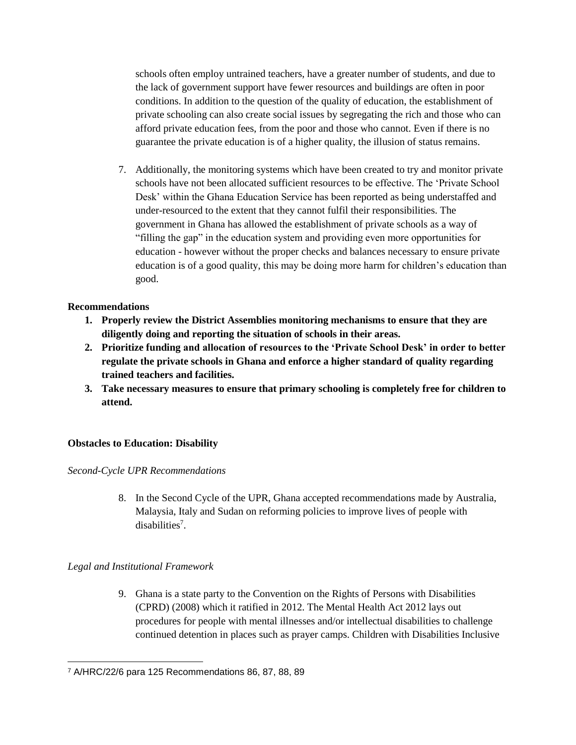schools often employ untrained teachers, have a greater number of students, and due to the lack of government support have fewer resources and buildings are often in poor conditions. In addition to the question of the quality of education, the establishment of private schooling can also create social issues by segregating the rich and those who can afford private education fees, from the poor and those who cannot. Even if there is no guarantee the private education is of a higher quality, the illusion of status remains.

7. Additionally, the monitoring systems which have been created to try and monitor private schools have not been allocated sufficient resources to be effective. The 'Private School Desk' within the Ghana Education Service has been reported as being understaffed and under-resourced to the extent that they cannot fulfil their responsibilities. The government in Ghana has allowed the establishment of private schools as a way of "filling the gap" in the education system and providing even more opportunities for education - however without the proper checks and balances necessary to ensure private education is of a good quality, this may be doing more harm for children's education than good.

**Recommendations**

1. **Properly review the District Assemblies monitoring mechanisms to ensure that they are diligently doing and reporting the situation of schools in their areas.**
2. **Prioritize funding and allocation of resources to the 'Private School Desk' in order to better regulate the private schools in Ghana and enforce a higher standard of quality regarding trained teachers and facilities.**
3. **Take necessary measures to ensure that primary schooling is completely free for children to attend.**

**Obstacles to Education: Disability**

*Second-Cycle UPR Recommendations*

8. In the Second Cycle of the UPR, Ghana accepted recommendations made by Australia, Malaysia, Italy and Sudan on reforming policies to improve lives of people with disabilities[7].

*Legal and Institutional Framework*

9. Ghana is a state party to the Convention on the Rights of Persons with Disabilities (CPRD) (2008) which it ratified in 2012. The Mental Health Act 2012 lays out procedures for people with mental illnesses and/or intellectual disabilities to challenge continued detention in places such as prayer camps. Children with Disabilities Inclusive

[7] A/HRC/22/6 para 125 Recommendations 86, 87, 88, 89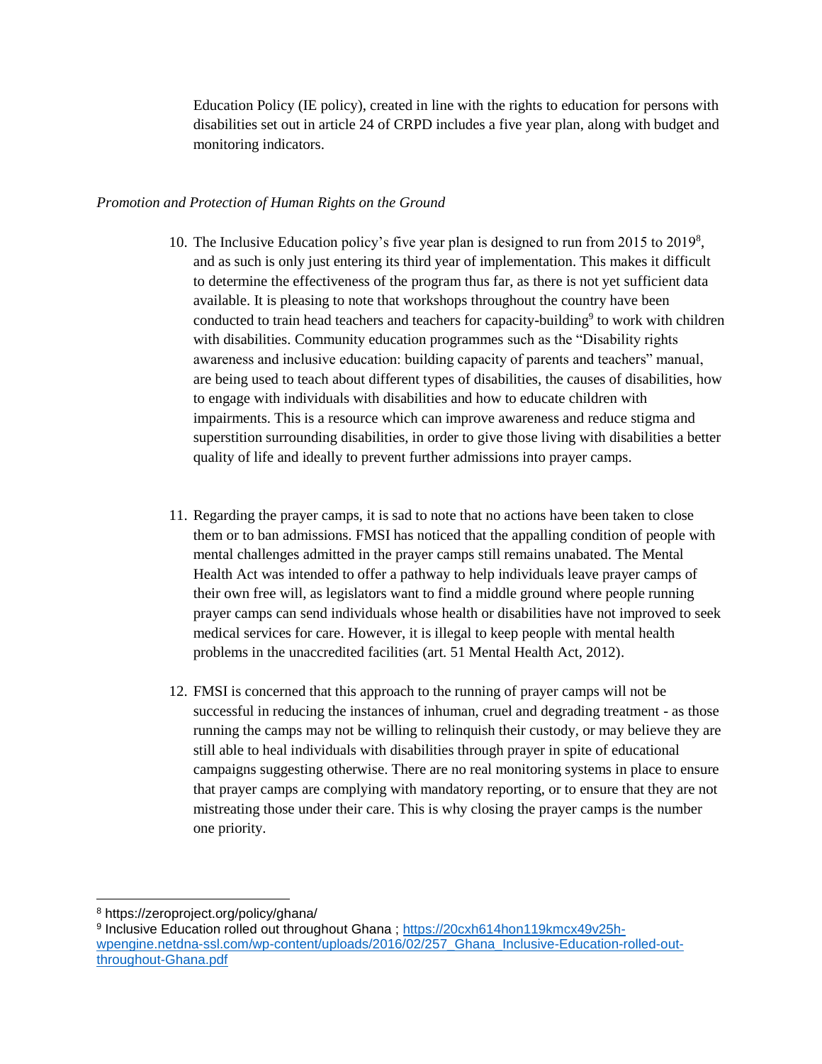Education Policy (IE policy), created in line with the rights to education for persons with disabilities set out in article 24 of CRPD includes a five year plan, along with budget and monitoring indicators.

*Promotion and Protection of Human Rights on the Ground*

10. The Inclusive Education policy's five year plan is designed to run from 2015 to 2019[8], and as such is only just entering its third year of implementation. This makes it difficult to determine the effectiveness of the program thus far, as there is not yet sufficient data available. It is pleasing to note that workshops throughout the country have been conducted to train head teachers and teachers for capacity-building[9] to work with children with disabilities. Community education programmes such as the "Disability rights awareness and inclusive education: building capacity of parents and teachers" manual, are being used to teach about different types of disabilities, the causes of disabilities, how to engage with individuals with disabilities and how to educate children with impairments. This is a resource which can improve awareness and reduce stigma and superstition surrounding disabilities, in order to give those living with disabilities a better quality of life and ideally to prevent further admissions into prayer camps.

11. Regarding the prayer camps, it is sad to note that no actions have been taken to close them or to ban admissions. FMSI has noticed that the appalling condition of people with mental challenges admitted in the prayer camps still remains unabated. The Mental Health Act was intended to offer a pathway to help individuals leave prayer camps of their own free will, as legislators want to find a middle ground where people running prayer camps can send individuals whose health or disabilities have not improved to seek medical services for care. However, it is illegal to keep people with mental health problems in the unaccredited facilities (art. 51 Mental Health Act, 2012).

12. FMSI is concerned that this approach to the running of prayer camps will not be successful in reducing the instances of inhuman, cruel and degrading treatment - as those running the camps may not be willing to relinquish their custody, or may believe they are still able to heal individuals with disabilities through prayer in spite of educational campaigns suggesting otherwise. There are no real monitoring systems in place to ensure that prayer camps are complying with mandatory reporting, or to ensure that they are not mistreating those under their care. This is why closing the prayer camps is the number one priority.

---

[8] https://zeroproject.org/policy/ghana/

[9] Inclusive Education rolled out throughout Ghana ; [https://20cxh614hon119kmcx49v25h-wpengine.netdna-ssl.com/wp-content/uploads/2016/02/257_Ghana_Inclusive-Education-rolled-out-throughout-Ghana.pdf](https://20cxh614hon119kmcx49v25h-wpengine.netdna-ssl.com/wp-content/uploads/2016/02/257_Ghana_Inclusive-Education-rolled-out-throughout-Ghana.pdf)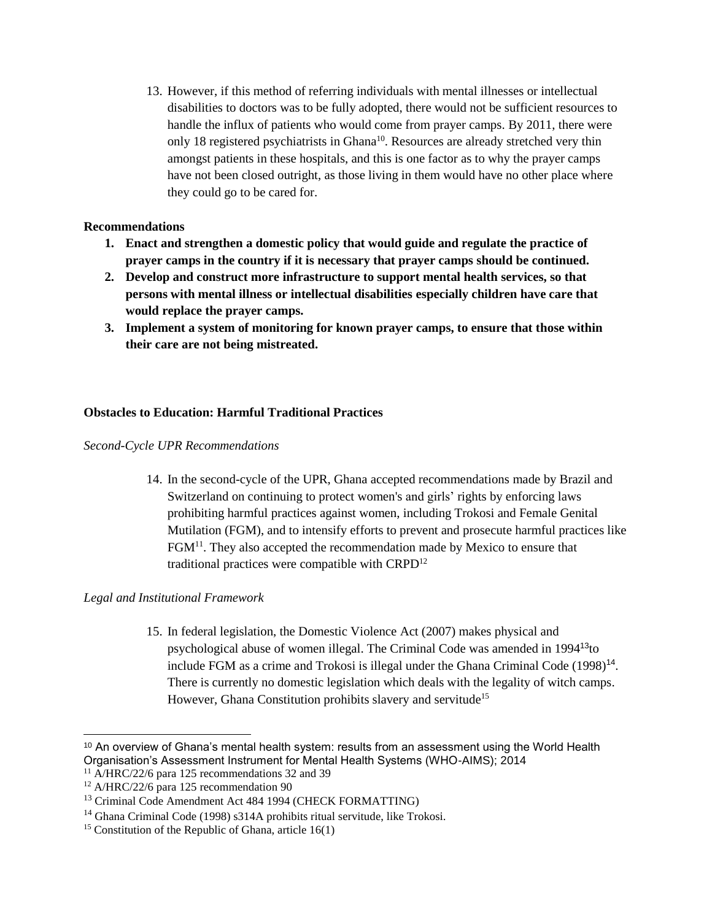13. However, if this method of referring individuals with mental illnesses or intellectual disabilities to doctors was to be fully adopted, there would not be sufficient resources to handle the influx of patients who would come from prayer camps. By 2011, there were only 18 registered psychiatrists in Ghana[10]. Resources are already stretched very thin amongst patients in these hospitals, and this is one factor as to why the prayer camps have not been closed outright, as those living in them would have no other place where they could go to be cared for.

**Recommendations**

1. **Enact and strengthen a domestic policy that would guide and regulate the practice of prayer camps in the country if it is necessary that prayer camps should be continued.**
2. **Develop and construct more infrastructure to support mental health services, so that persons with mental illness or intellectual disabilities especially children have care that would replace the prayer camps.**
3. **Implement a system of monitoring for known prayer camps, to ensure that those within their care are not being mistreated.**

**Obstacles to Education: Harmful Traditional Practices**

*Second-Cycle UPR Recommendations*

14. In the second-cycle of the UPR, Ghana accepted recommendations made by Brazil and Switzerland on continuing to protect women's and girls' rights by enforcing laws prohibiting harmful practices against women, including Trokosi and Female Genital Mutilation (FGM), and to intensify efforts to prevent and prosecute harmful practices like FGM[11]. They also accepted the recommendation made by Mexico to ensure that traditional practices were compatible with CRPD[12]

*Legal and Institutional Framework*

15. In federal legislation, the Domestic Violence Act (2007) makes physical and psychological abuse of women illegal. The Criminal Code was amended in 1994[13]to include FGM as a crime and Trokosi is illegal under the Ghana Criminal Code (1998)[14]. There is currently no domestic legislation which deals with the legality of witch camps. However, Ghana Constitution prohibits slavery and servitude[15]

---

[10] An overview of Ghana's mental health system: results from an assessment using the World Health Organisation's Assessment Instrument for Mental Health Systems (WHO-AIMS); 2014

[11] A/HRC/22/6 para 125 recommendations 32 and 39

[12] A/HRC/22/6 para 125 recommendation 90

[13] Criminal Code Amendment Act 484 1994 (CHECK FORMATTING)

[14] Ghana Criminal Code (1998) s314A prohibits ritual servitude, like Trokosi.

[15] Constitution of the Republic of Ghana, article 16(1)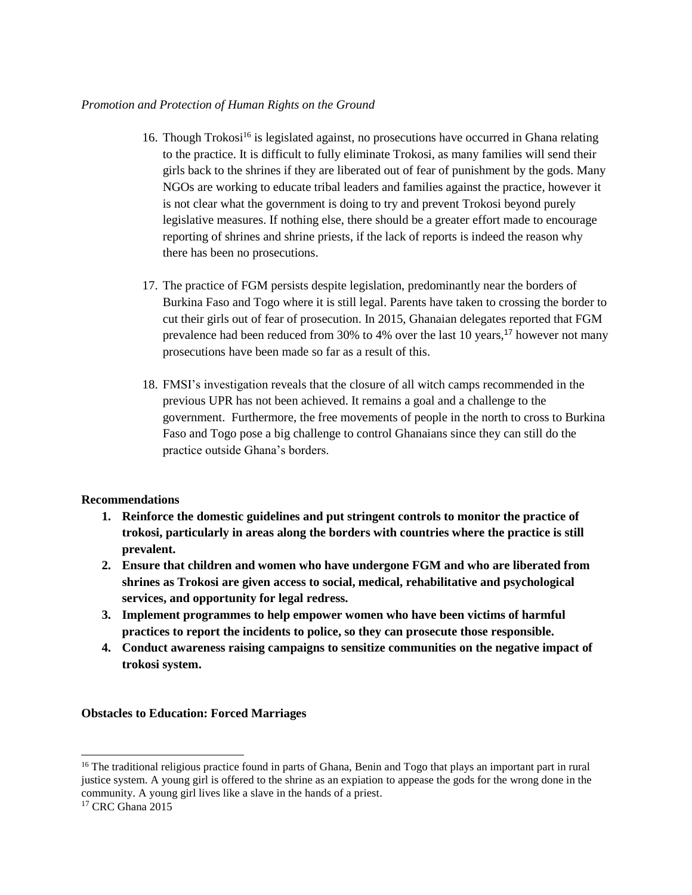*Promotion and Protection of Human Rights on the Ground*

16. Though Trokosi[16] is legislated against, no prosecutions have occurred in Ghana relating to the practice. It is difficult to fully eliminate Trokosi, as many families will send their girls back to the shrines if they are liberated out of fear of punishment by the gods. Many NGOs are working to educate tribal leaders and families against the practice, however it is not clear what the government is doing to try and prevent Trokosi beyond purely legislative measures. If nothing else, there should be a greater effort made to encourage reporting of shrines and shrine priests, if the lack of reports is indeed the reason why there has been no prosecutions.

17. The practice of FGM persists despite legislation, predominantly near the borders of Burkina Faso and Togo where it is still legal. Parents have taken to crossing the border to cut their girls out of fear of prosecution. In 2015, Ghanaian delegates reported that FGM prevalence had been reduced from 30% to 4% over the last 10 years,[17] however not many prosecutions have been made so far as a result of this.

18. FMSI's investigation reveals that the closure of all witch camps recommended in the previous UPR has not been achieved. It remains a goal and a challenge to the government. Furthermore, the free movements of people in the north to cross to Burkina Faso and Togo pose a big challenge to control Ghanaians since they can still do the practice outside Ghana's borders.

**Recommendations**

1. **Reinforce the domestic guidelines and put stringent controls to monitor the practice of trokosi, particularly in areas along the borders with countries where the practice is still prevalent.**
2. **Ensure that children and women who have undergone FGM and who are liberated from shrines as Trokosi are given access to social, medical, rehabilitative and psychological services, and opportunity for legal redress.**
3. **Implement programmes to help empower women who have been victims of harmful practices to report the incidents to police, so they can prosecute those responsible.**
4. **Conduct awareness raising campaigns to sensitize communities on the negative impact of trokosi system.**

**Obstacles to Education: Forced Marriages**

[16] The traditional religious practice found in parts of Ghana, Benin and Togo that plays an important part in rural justice system. A young girl is offered to the shrine as an expiation to appease the gods for the wrong done in the community. A young girl lives like a slave in the hands of a priest.

[17] CRC Ghana 2015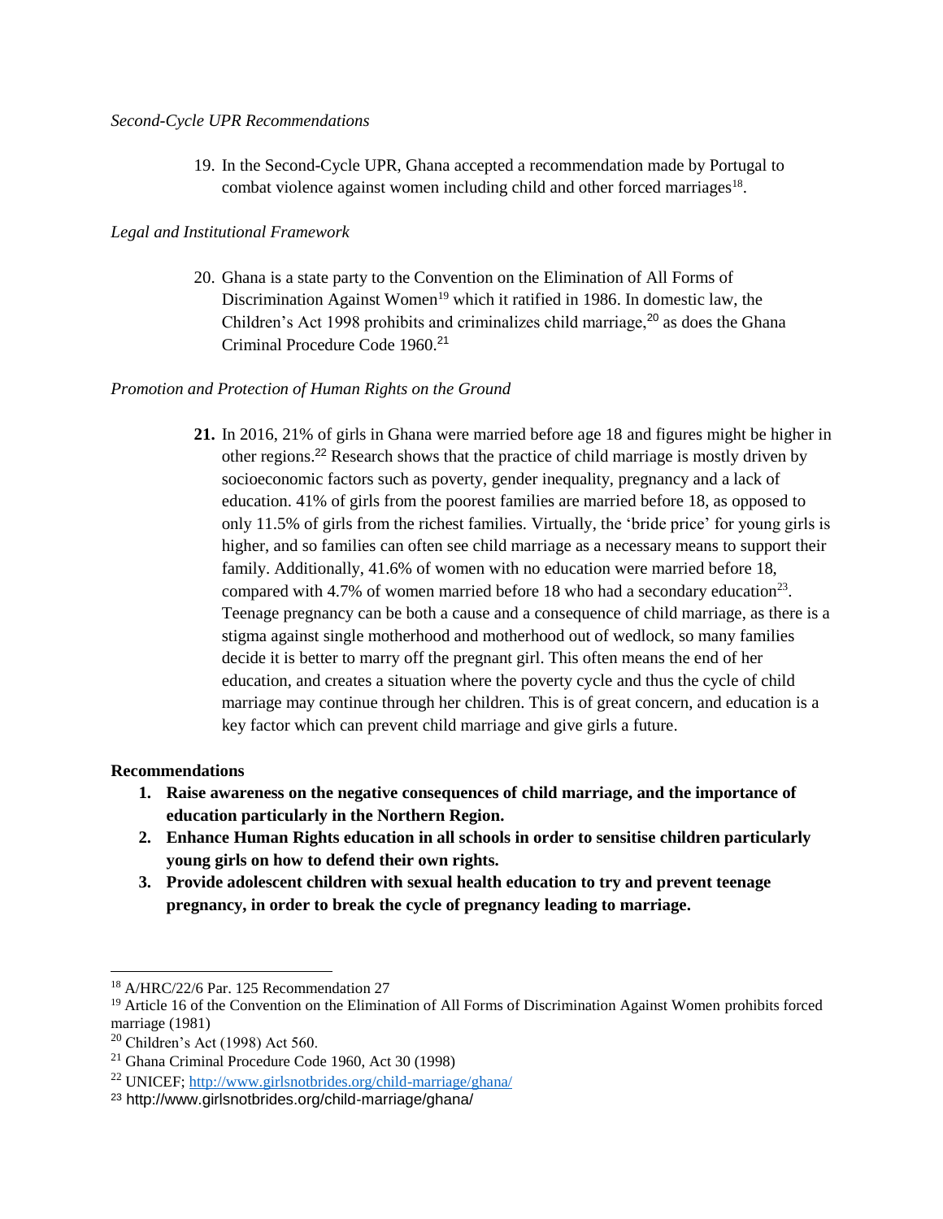*Second-Cycle UPR Recommendations*

19. In the Second-Cycle UPR, Ghana accepted a recommendation made by Portugal to combat violence against women including child and other forced marriages[18].

*Legal and Institutional Framework*

20. Ghana is a state party to the Convention on the Elimination of All Forms of Discrimination Against Women[19] which it ratified in 1986. In domestic law, the Children's Act 1998 prohibits and criminalizes child marriage,[20] as does the Ghana Criminal Procedure Code 1960.[21]

*Promotion and Protection of Human Rights on the Ground*

**21.** In 2016, 21% of girls in Ghana were married before age 18 and figures might be higher in other regions.[22] Research shows that the practice of child marriage is mostly driven by socioeconomic factors such as poverty, gender inequality, pregnancy and a lack of education. 41% of girls from the poorest families are married before 18, as opposed to only 11.5% of girls from the richest families. Virtually, the 'bride price' for young girls is higher, and so families can often see child marriage as a necessary means to support their family. Additionally, 41.6% of women with no education were married before 18, compared with 4.7% of women married before 18 who had a secondary education[23]. Teenage pregnancy can be both a cause and a consequence of child marriage, as there is a stigma against single motherhood and motherhood out of wedlock, so many families decide it is better to marry off the pregnant girl. This often means the end of her education, and creates a situation where the poverty cycle and thus the cycle of child marriage may continue through her children. This is of great concern, and education is a key factor which can prevent child marriage and give girls a future.

**Recommendations**

1. **Raise awareness on the negative consequences of child marriage, and the importance of education particularly in the Northern Region.**
2. **Enhance Human Rights education in all schools in order to sensitise children particularly young girls on how to defend their own rights.**
3. **Provide adolescent children with sexual health education to try and prevent teenage pregnancy, in order to break the cycle of pregnancy leading to marriage.**

---

[18] A/HRC/22/6 Par. 125 Recommendation 27

[19] Article 16 of the Convention on the Elimination of All Forms of Discrimination Against Women prohibits forced marriage (1981)

[20] Children's Act (1998) Act 560.

[21] Ghana Criminal Procedure Code 1960, Act 30 (1998)

[22] UNICEF; http://www.girlsnotbrides.org/child-marriage/ghana/

[23] http://www.girlsnotbrides.org/child-marriage/ghana/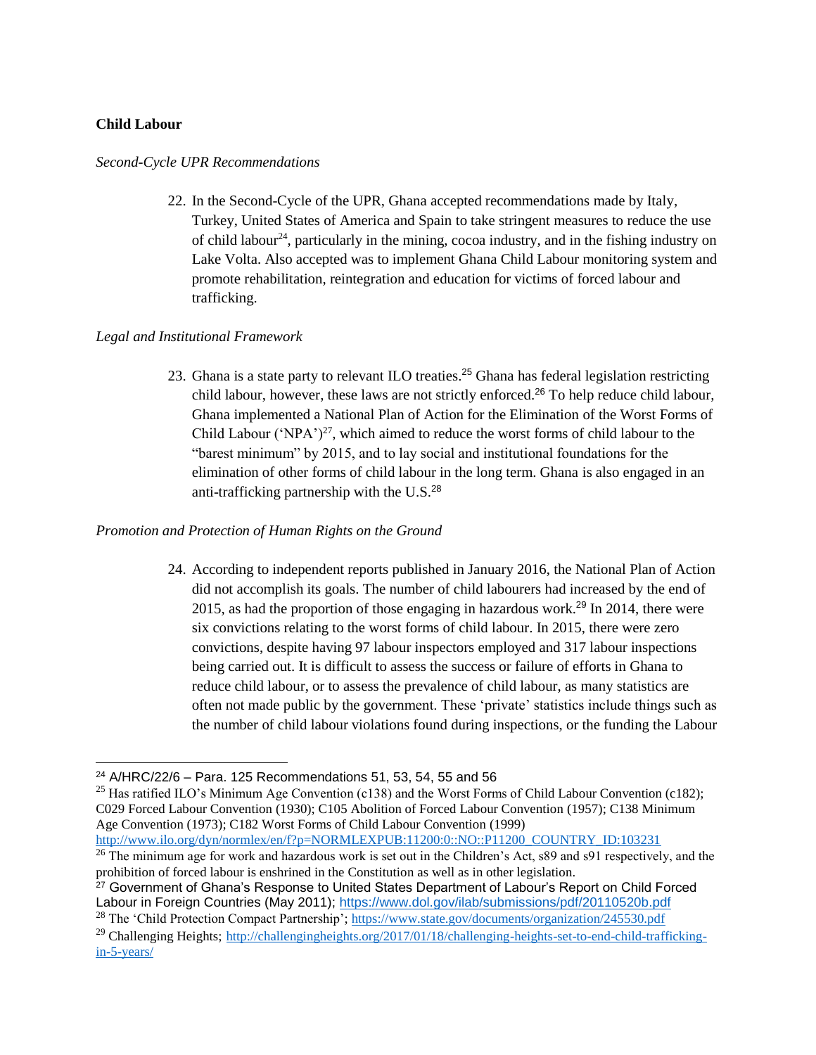**Child Labour**

*Second-Cycle UPR Recommendations*

22. In the Second-Cycle of the UPR, Ghana accepted recommendations made by Italy, Turkey, United States of America and Spain to take stringent measures to reduce the use of child labour[24], particularly in the mining, cocoa industry, and in the fishing industry on Lake Volta. Also accepted was to implement Ghana Child Labour monitoring system and promote rehabilitation, reintegration and education for victims of forced labour and trafficking.

*Legal and Institutional Framework*

23. Ghana is a state party to relevant ILO treaties.[25] Ghana has federal legislation restricting child labour, however, these laws are not strictly enforced.[26] To help reduce child labour, Ghana implemented a National Plan of Action for the Elimination of the Worst Forms of Child Labour ('NPA')[27], which aimed to reduce the worst forms of child labour to the "barest minimum" by 2015, and to lay social and institutional foundations for the elimination of other forms of child labour in the long term. Ghana is also engaged in an anti-trafficking partnership with the U.S.[28]

*Promotion and Protection of Human Rights on the Ground*

24. According to independent reports published in January 2016, the National Plan of Action did not accomplish its goals. The number of child labourers had increased by the end of 2015, as had the proportion of those engaging in hazardous work.[29] In 2014, there were six convictions relating to the worst forms of child labour. In 2015, there were zero convictions, despite having 97 labour inspectors employed and 317 labour inspections being carried out. It is difficult to assess the success or failure of efforts in Ghana to reduce child labour, or to assess the prevalence of child labour, as many statistics are often not made public by the government. These 'private' statistics include things such as the number of child labour violations found during inspections, or the funding the Labour

---

[24] A/HRC/22/6 – Para. 125 Recommendations 51, 53, 54, 55 and 56

[25] Has ratified ILO's Minimum Age Convention (c138) and the Worst Forms of Child Labour Convention (c182); C029 Forced Labour Convention (1930); C105 Abolition of Forced Labour Convention (1957); C138 Minimum Age Convention (1973); C182 Worst Forms of Child Labour Convention (1999) http://www.ilo.org/dyn/normlex/en/f?p=NORMLEXPUB:11200:0::NO::P11200_COUNTRY_ID:103231

[26] The minimum age for work and hazardous work is set out in the Children's Act, s89 and s91 respectively, and the prohibition of forced labour is enshrined in the Constitution as well as in other legislation.

[27] Government of Ghana's Response to United States Department of Labour's Report on Child Forced Labour in Foreign Countries (May 2011); https://www.dol.gov/ilab/submissions/pdf/20110520b.pdf

[28] The 'Child Protection Compact Partnership'; https://www.state.gov/documents/organization/245530.pdf

[29] Challenging Heights; http://challengingheights.org/2017/01/18/challenging-heights-set-to-end-child-trafficking-in-5-years/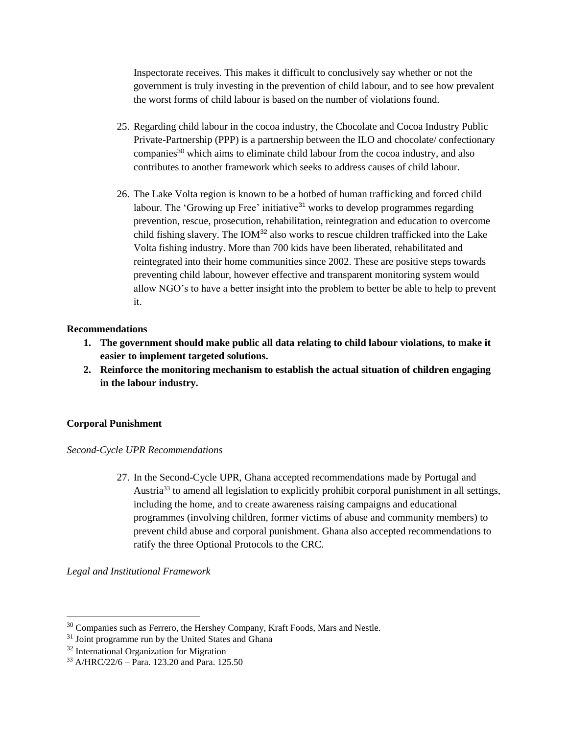Inspectorate receives. This makes it difficult to conclusively say whether or not the government is truly investing in the prevention of child labour, and to see how prevalent the worst forms of child labour is based on the number of violations found.

25. Regarding child labour in the cocoa industry, the Chocolate and Cocoa Industry Public Private-Partnership (PPP) is a partnership between the ILO and chocolate/ confectionary companies[30] which aims to eliminate child labour from the cocoa industry, and also contributes to another framework which seeks to address causes of child labour.

26. The Lake Volta region is known to be a hotbed of human trafficking and forced child labour. The 'Growing up Free' initiative[31] works to develop programmes regarding prevention, rescue, prosecution, rehabilitation, reintegration and education to overcome child fishing slavery. The IOM[32] also works to rescue children trafficked into the Lake Volta fishing industry. More than 700 kids have been liberated, rehabilitated and reintegrated into their home communities since 2002. These are positive steps towards preventing child labour, however effective and transparent monitoring system would allow NGO's to have a better insight into the problem to better be able to help to prevent it.

**Recommendations**

1. **The government should make public all data relating to child labour violations, to make it easier to implement targeted solutions.**
2. **Reinforce the monitoring mechanism to establish the actual situation of children engaging in the labour industry.**

**Corporal Punishment**

*Second-Cycle UPR Recommendations*

27. In the Second-Cycle UPR, Ghana accepted recommendations made by Portugal and Austria[33] to amend all legislation to explicitly prohibit corporal punishment in all settings, including the home, and to create awareness raising campaigns and educational programmes (involving children, former victims of abuse and community members) to prevent child abuse and corporal punishment. Ghana also accepted recommendations to ratify the three Optional Protocols to the CRC.

*Legal and Institutional Framework*

---

[30] Companies such as Ferrero, the Hershey Company, Kraft Foods, Mars and Nestle.

[31] Joint programme run by the United States and Ghana

[32] International Organization for Migration

[33] A/HRC/22/6 – Para. 123.20 and Para. 125.50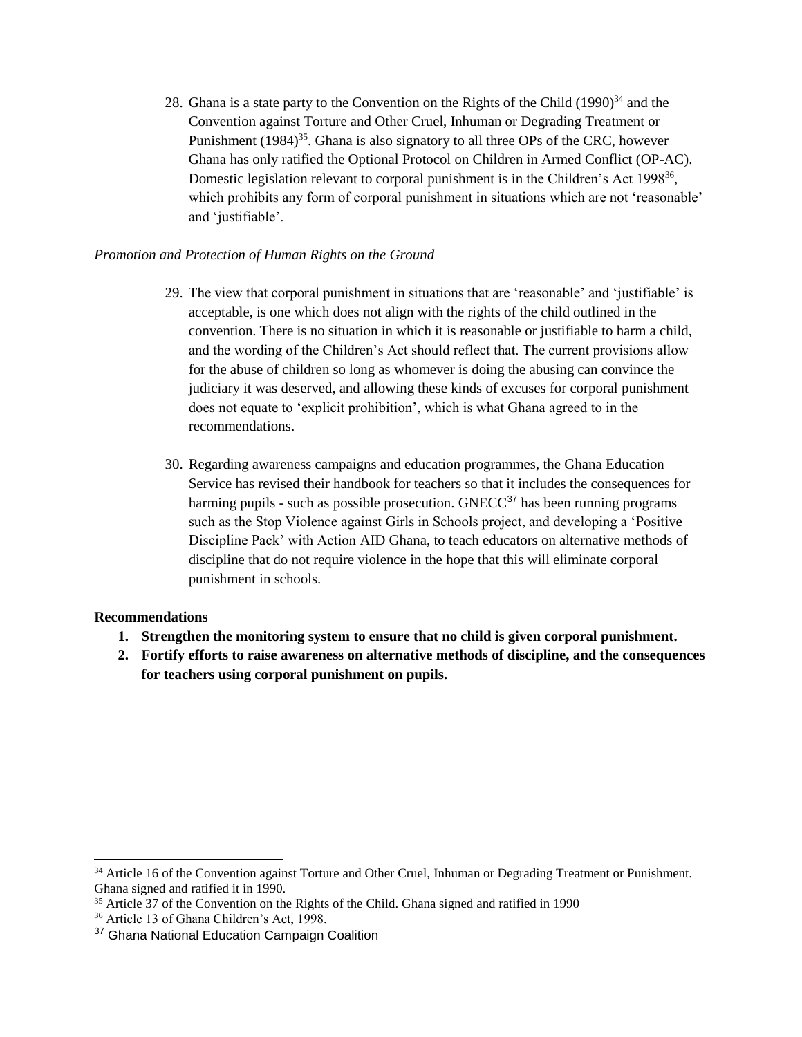28. Ghana is a state party to the Convention on the Rights of the Child (1990)[34] and the Convention against Torture and Other Cruel, Inhuman or Degrading Treatment or Punishment (1984)[35]. Ghana is also signatory to all three OPs of the CRC, however Ghana has only ratified the Optional Protocol on Children in Armed Conflict (OP-AC). Domestic legislation relevant to corporal punishment is in the Children's Act 1998[36], which prohibits any form of corporal punishment in situations which are not 'reasonable' and 'justifiable'.

*Promotion and Protection of Human Rights on the Ground*

29. The view that corporal punishment in situations that are 'reasonable' and 'justifiable' is acceptable, is one which does not align with the rights of the child outlined in the convention. There is no situation in which it is reasonable or justifiable to harm a child, and the wording of the Children's Act should reflect that. The current provisions allow for the abuse of children so long as whomever is doing the abusing can convince the judiciary it was deserved, and allowing these kinds of excuses for corporal punishment does not equate to 'explicit prohibition', which is what Ghana agreed to in the recommendations.

30. Regarding awareness campaigns and education programmes, the Ghana Education Service has revised their handbook for teachers so that it includes the consequences for harming pupils - such as possible prosecution. GNECC[37] has been running programs such as the Stop Violence against Girls in Schools project, and developing a 'Positive Discipline Pack' with Action AID Ghana, to teach educators on alternative methods of discipline that do not require violence in the hope that this will eliminate corporal punishment in schools.

**Recommendations**

1. **Strengthen the monitoring system to ensure that no child is given corporal punishment.**
2. **Fortify efforts to raise awareness on alternative methods of discipline, and the consequences for teachers using corporal punishment on pupils.**

---

[34] Article 16 of the Convention against Torture and Other Cruel, Inhuman or Degrading Treatment or Punishment. Ghana signed and ratified it in 1990.

[35] Article 37 of the Convention on the Rights of the Child. Ghana signed and ratified in 1990

[36] Article 13 of Ghana Children's Act, 1998.

[37] Ghana National Education Campaign Coalition